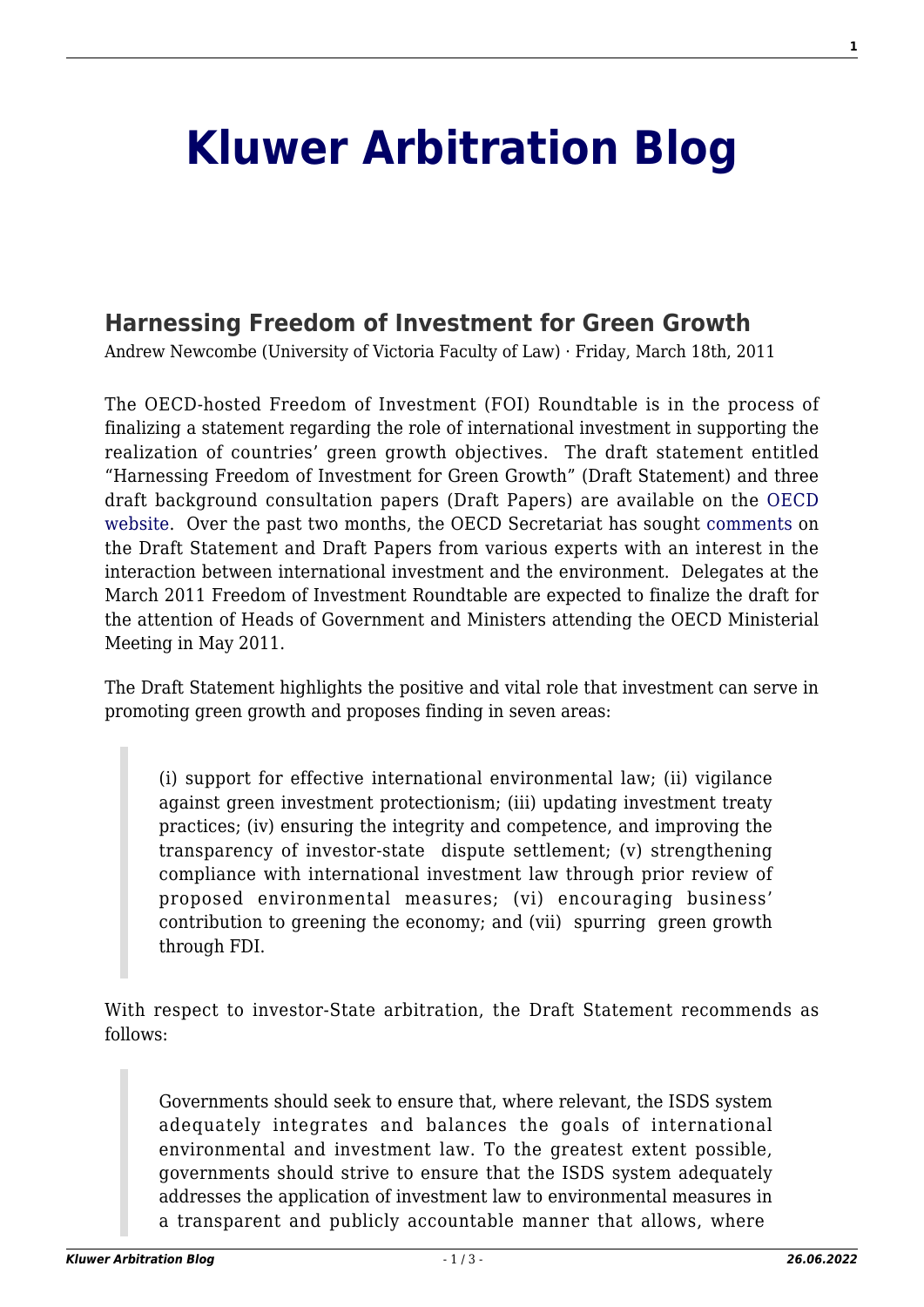# Kluwer Arbitration Blog

## Harnessing Freedom of Investment for Green Growth

Andrew Newcombe (University of Victoria Faculty of Law) · Friday, March 18th, 2011

The OECD-hosted Freedom of Investment (FOI) Roundtable is in the process of finalizing a statement regarding the role of international investment in supporting the realization of countries' green growth objectives. The draft statement entitled "Harnessing Freedom of Investment for Green Growth" (Draft Statement) and three draft background consultation papers (Draft Papers) are available on the OECD website. Over the past two months, the OECD Secretariat has sought comments on the Draft Statement and Draft Papers from various experts with an interest in the interaction between international investment and the environment. Delegates at the March 2011 Freedom of Investment Roundtable are expected to finalize the draft for the attention of Heads of Government and Ministers attending the OECD Ministerial Meeting in May 2011.

The Draft Statement highlights the positive and vital role that investment can serve in promoting green growth and proposes finding in seven areas:

> (i) support for effective international environmental law; (ii) vigilance against green investment protectionism; (iii) updating investment treaty practices; (iv) ensuring the integrity and competence, and improving the transparency of investor-state dispute settlement; (v) strengthening compliance with international investment law through prior review of proposed environmental measures; (vi) encouraging business' contribution to greening the economy; and (vii) spurring green growth through FDI.

With respect to investor-State arbitration, the Draft Statement recommends as follows:

> Governments should seek to ensure that, where relevant, the ISDS system adequately integrates and balances the goals of international environmental and investment law. To the greatest extent possible, governments should strive to ensure that the ISDS system adequately addresses the application of investment law to environmental measures in a transparent and publicly accountable manner that allows, where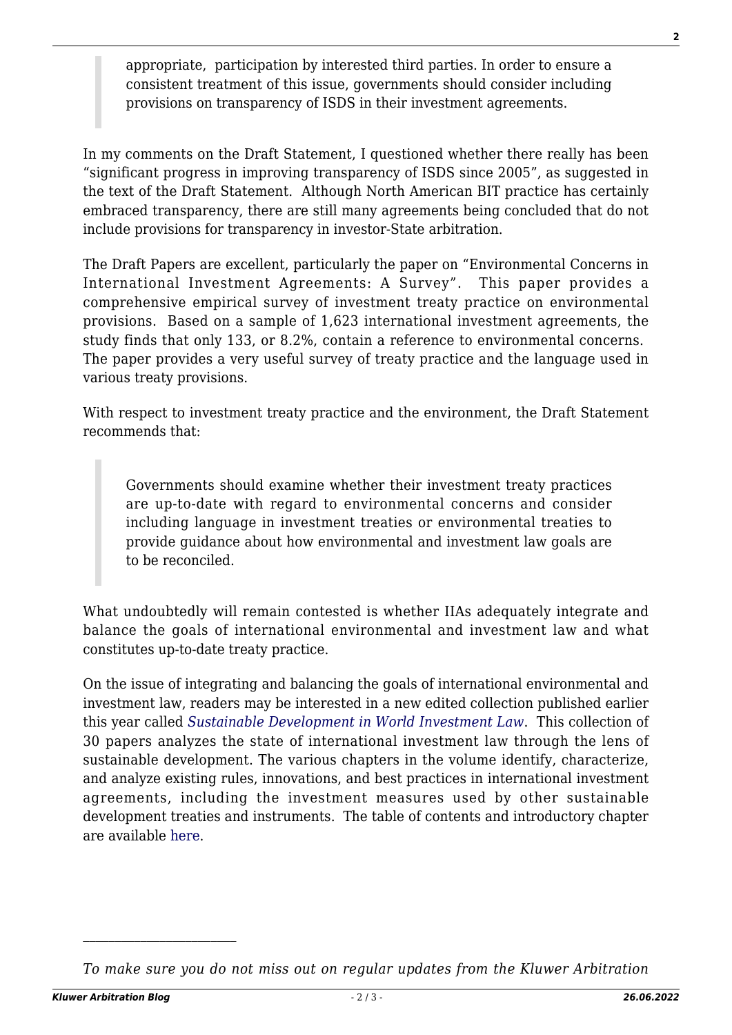> appropriate, participation by interested third parties. In order to ensure a consistent treatment of this issue, governments should consider including provisions on transparency of ISDS in their investment agreements.

In my comments on the Draft Statement, I questioned whether there really has been "significant progress in improving transparency of ISDS since 2005", as suggested in the text of the Draft Statement. Although North American BIT practice has certainly embraced transparency, there are still many agreements being concluded that do not include provisions for transparency in investor-State arbitration.

The Draft Papers are excellent, particularly the paper on "Environmental Concerns in International Investment Agreements: A Survey". This paper provides a comprehensive empirical survey of investment treaty practice on environmental provisions. Based on a sample of 1,623 international investment agreements, the study finds that only 133, or 8.2%, contain a reference to environmental concerns. The paper provides a very useful survey of treaty practice and the language used in various treaty provisions.

With respect to investment treaty practice and the environment, the Draft Statement recommends that:

> Governments should examine whether their investment treaty practices are up-to-date with regard to environmental concerns and consider including language in investment treaties or environmental treaties to provide guidance about how environmental and investment law goals are to be reconciled.

What undoubtedly will remain contested is whether IIAs adequately integrate and balance the goals of international environmental and investment law and what constitutes up-to-date treaty practice.

On the issue of integrating and balancing the goals of international environmental and investment law, readers may be interested in a new edited collection published earlier this year called *Sustainable Development in World Investment Law*. This collection of 30 papers analyzes the state of international investment law through the lens of sustainable development. The various chapters in the volume identify, characterize, and analyze existing rules, innovations, and best practices in international investment agreements, including the investment measures used by other sustainable development treaties and instruments. The table of contents and introductory chapter are available here.

---

*To make sure you do not miss out on regular updates from the Kluwer Arbitration*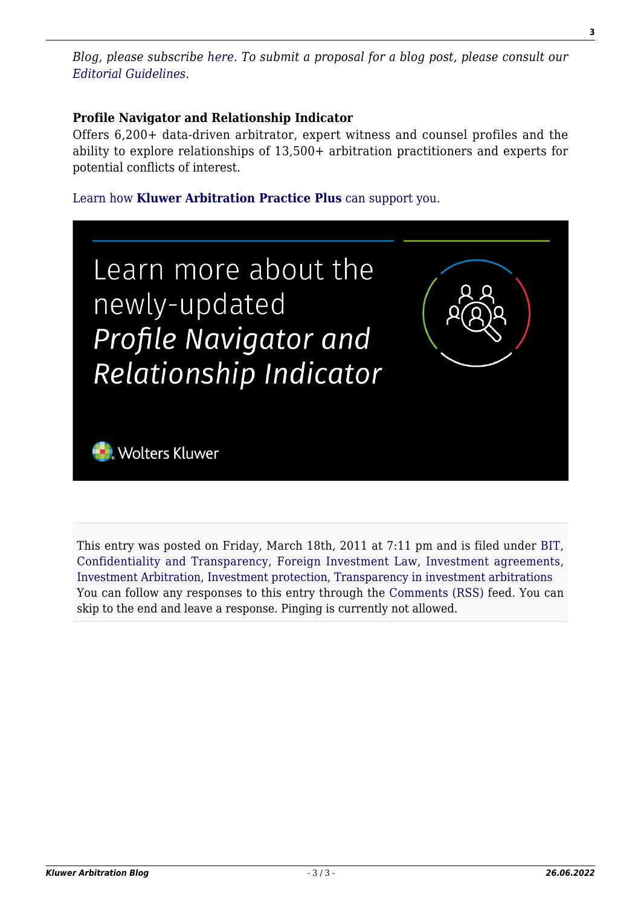*Blog, please subscribe here. To submit a proposal for a blog post, please consult our Editorial Guidelines.*

**Profile Navigator and Relationship Indicator**
Offers 6,200+ data-driven arbitrator, expert witness and counsel profiles and the ability to explore relationships of 13,500+ arbitration practitioners and experts for potential conflicts of interest.

Learn how **Kluwer Arbitration Practice Plus** can support you.

Learn more about the newly-updated *Profile Navigator and Relationship Indicator*

Wolters Kluwer

This entry was posted on Friday, March 18th, 2011 at 7:11 pm and is filed under BIT, Confidentiality and Transparency, Foreign Investment Law, Investment agreements, Investment Arbitration, Investment protection, Transparency in investment arbitrations
You can follow any responses to this entry through the Comments (RSS) feed. You can skip to the end and leave a response. Pinging is currently not allowed.